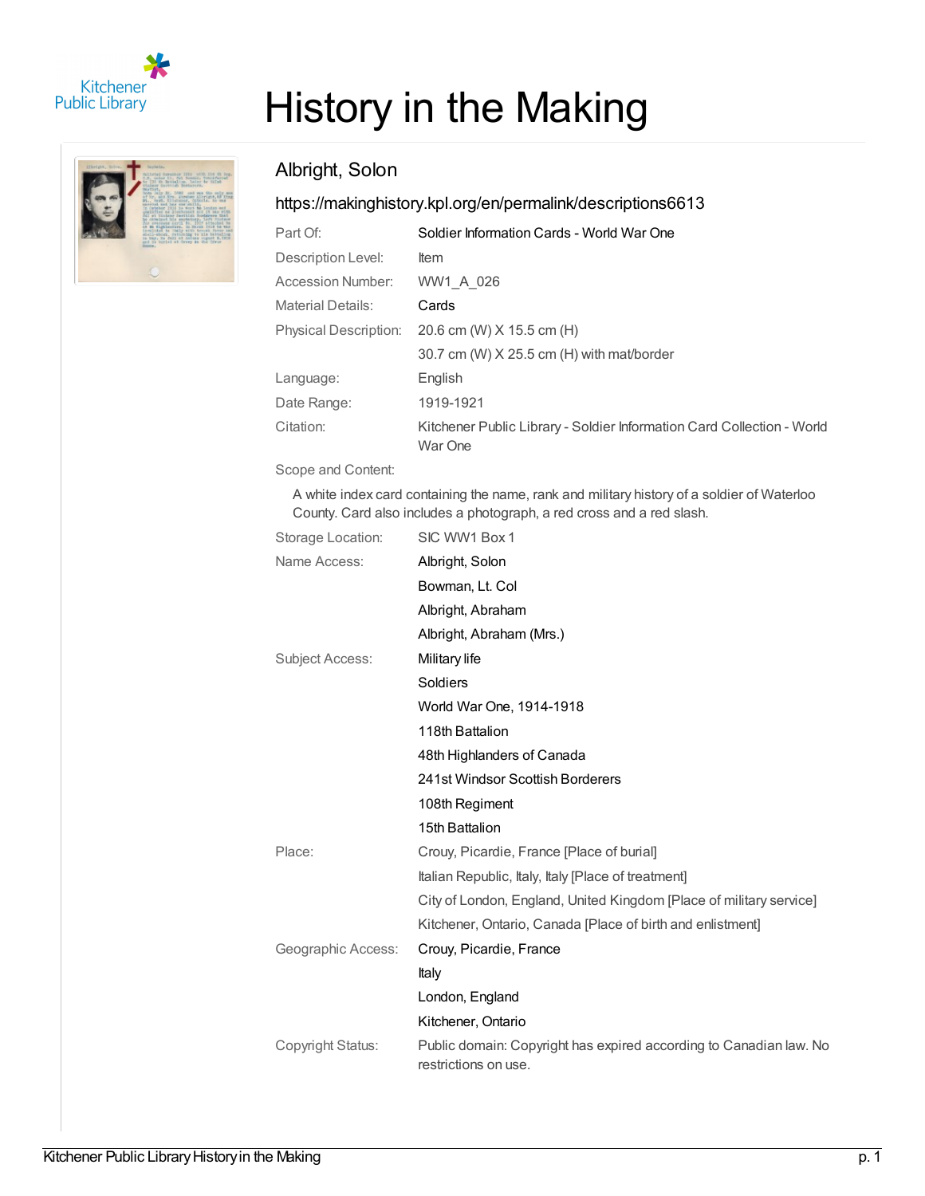# History in the Making

## Albright, Solon

https://makinghistory.kpl.org/en/permalink/descriptions6613

| | |
|---|---|
| Part Of: | Soldier Information Cards - World War One |
| Description Level: | Item |
| Accession Number: | WW1_A_026 |
| Material Details: | Cards |
| Physical Description: | 20.6 cm (W) X 15.5 cm (H) |
| | 30.7 cm (W) X 25.5 cm (H) with mat/border |
| Language: | English |
| Date Range: | 1919-1921 |
| Citation: | Kitchener Public Library - Soldier Information Card Collection - World War One |

Scope and Content:

A white index card containing the name, rank and military history of a soldier of Waterloo County. Card also includes a photograph, a red cross and a red slash.

| | |
|---|---|
| Storage Location: | SIC WW1 Box 1 |
| Name Access: | Albright, Solon |
| | Bowman, Lt. Col |
| | Albright, Abraham |
| | Albright, Abraham (Mrs.) |
| Subject Access: | Military life |
| | Soldiers |
| | World War One, 1914-1918 |
| | 118th Battalion |
| | 48th Highlanders of Canada |
| | 241st Windsor Scottish Borderers |
| | 108th Regiment |
| | 15th Battalion |
| Place: | Crouy, Picardie, France [Place of burial] |
| | Italian Republic, Italy, Italy [Place of treatment] |
| | City of London, England, United Kingdom [Place of military service] |
| | Kitchener, Ontario, Canada [Place of birth and enlistment] |
| Geographic Access: | Crouy, Picardie, France |
| | Italy |
| | London, England |
| | Kitchener, Ontario |
| Copyright Status: | Public domain: Copyright has expired according to Canadian law. No restrictions on use. |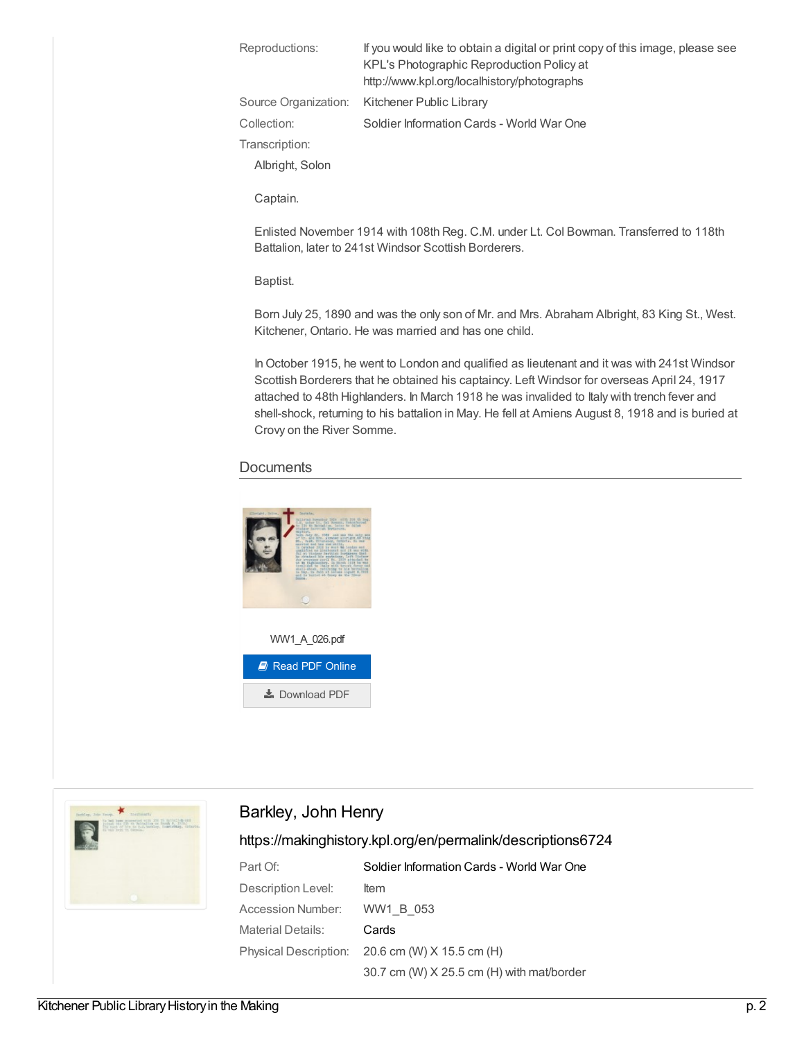| | |
|---|---|
| Reproductions: | If you would like to obtain a digital or print copy of this image, please see KPL's Photographic Reproduction Policy at http://www.kpl.org/localhistory/photographs |
| Source Organization: | Kitchener Public Library |
| Collection: | Soldier Information Cards - World War One |

Transcription:

Albright, Solon

Captain.

Enlisted November 1914 with 108th Reg. C.M. under Lt. Col Bowman. Transferred to 118th Battalion, later to 241st Windsor Scottish Borderers.

Baptist.

Born July 25, 1890 and was the only son of Mr. and Mrs. Abraham Albright, 83 King St., West. Kitchener, Ontario. He was married and has one child.

In October 1915, he went to London and qualified as lieutenant and it was with 241st Windsor Scottish Borderers that he obtained his captaincy. Left Windsor for overseas April 24, 1917 attached to 48th Highlanders. In March 1918 he was invalided to Italy with trench fever and shell-shock, returning to his battalion in May. He fell at Amiens August 8, 1918 and is buried at Crovy on the River Somme.

## Documents

WW1_A_026.pdf

Read PDF Online

Download PDF

## Barkley, John Henry

https://makinghistory.kpl.org/en/permalink/descriptions6724

| | |
|---|---|
| Part Of: | Soldier Information Cards - World War One |
| Description Level: | Item |
| Accession Number: | WW1_B_053 |
| Material Details: | Cards |
| Physical Description: | 20.6 cm (W) X 15.5 cm (H)<br>30.7 cm (W) X 25.5 cm (H) with mat/border |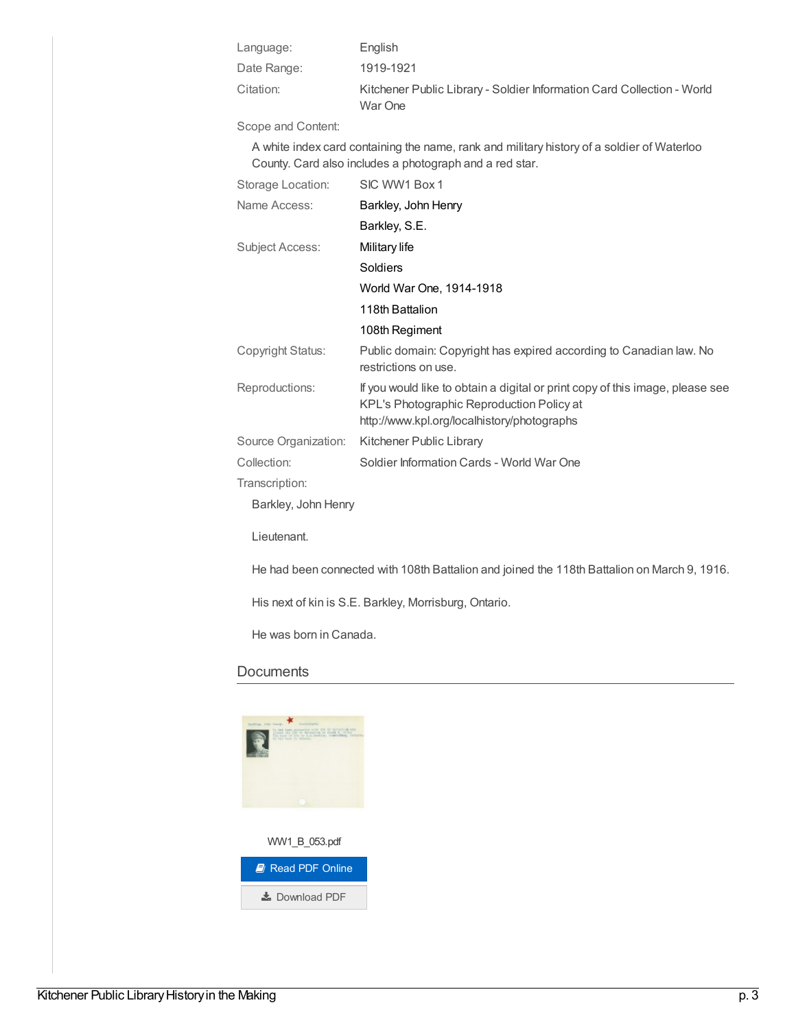| | |
|---|---|
| Language: | English |
| Date Range: | 1919-1921 |
| Citation: | Kitchener Public Library - Soldier Information Card Collection - World War One |

Scope and Content:

A white index card containing the name, rank and military history of a soldier of Waterloo County. Card also includes a photograph and a red star.

| | |
|---|---|
| Storage Location: | SIC WW1 Box 1 |
| Name Access: | Barkley, John Henry |
| | Barkley, S.E. |
| Subject Access: | Military life |
| | Soldiers |
| | World War One, 1914-1918 |
| | 118th Battalion |
| | 108th Regiment |
| Copyright Status: | Public domain: Copyright has expired according to Canadian law. No restrictions on use. |
| Reproductions: | If you would like to obtain a digital or print copy of this image, please see KPL's Photographic Reproduction Policy at http://www.kpl.org/localhistory/photographs |
| Source Organization: | Kitchener Public Library |
| Collection: | Soldier Information Cards - World War One |

Transcription:

Barkley, John Henry

Lieutenant.

He had been connected with 108th Battalion and joined the 118th Battalion on March 9, 1916.

His next of kin is S.E. Barkley, Morrisburg, Ontario.

He was born in Canada.

## Documents

WW1_B_053.pdf

Read PDF Online

Download PDF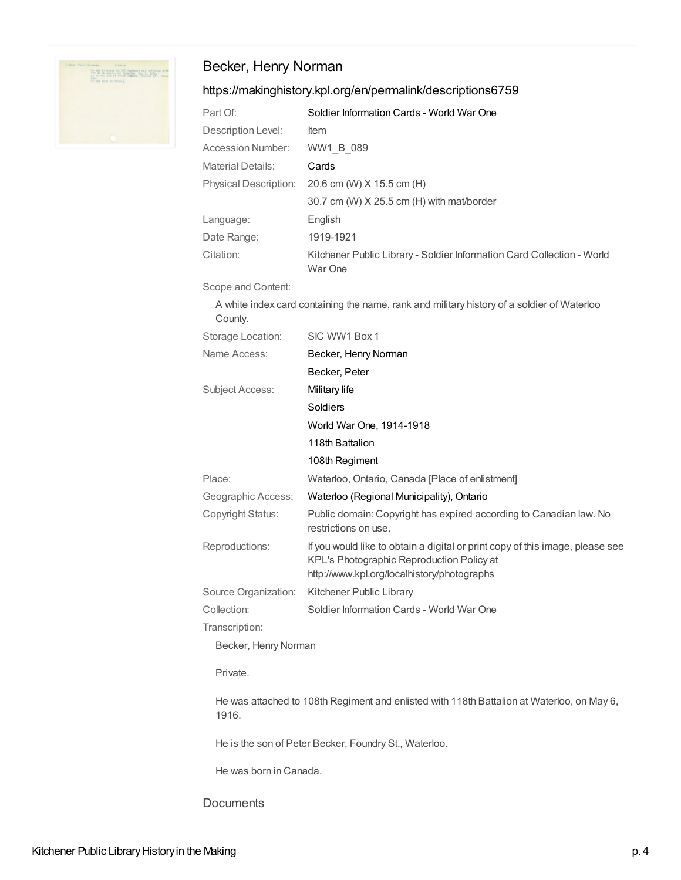## Becker, Henry Norman

https://makinghistory.kpl.org/en/permalink/descriptions6759

| | |
|---|---|
| Part Of: | Soldier Information Cards - World War One |
| Description Level: | Item |
| Accession Number: | WW1_B_089 |
| Material Details: | Cards |
| Physical Description: | 20.6 cm (W) X 15.5 cm (H)<br>30.7 cm (W) X 25.5 cm (H) with mat/border |
| Language: | English |
| Date Range: | 1919-1921 |
| Citation: | Kitchener Public Library - Soldier Information Card Collection - World War One |

Scope and Content:

A white index card containing the name, rank and military history of a soldier of Waterloo County.

| | |
|---|---|
| Storage Location: | SIC WW1 Box 1 |
| Name Access: | Becker, Henry Norman<br>Becker, Peter |
| Subject Access: | Military life<br>Soldiers<br>World War One, 1914-1918<br>118th Battalion<br>108th Regiment |
| Place: | Waterloo, Ontario, Canada [Place of enlistment] |
| Geographic Access: | Waterloo (Regional Municipality), Ontario |
| Copyright Status: | Public domain: Copyright has expired according to Canadian law. No restrictions on use. |
| Reproductions: | If you would like to obtain a digital or print copy of this image, please see KPL's Photographic Reproduction Policy at http://www.kpl.org/localhistory/photographs |
| Source Organization: | Kitchener Public Library |
| Collection: | Soldier Information Cards - World War One |

Transcription:

Becker, Henry Norman

Private.

He was attached to 108th Regiment and enlisted with 118th Battalion at Waterloo, on May 6, 1916.

He is the son of Peter Becker, Foundry St., Waterloo.

He was born in Canada.

### Documents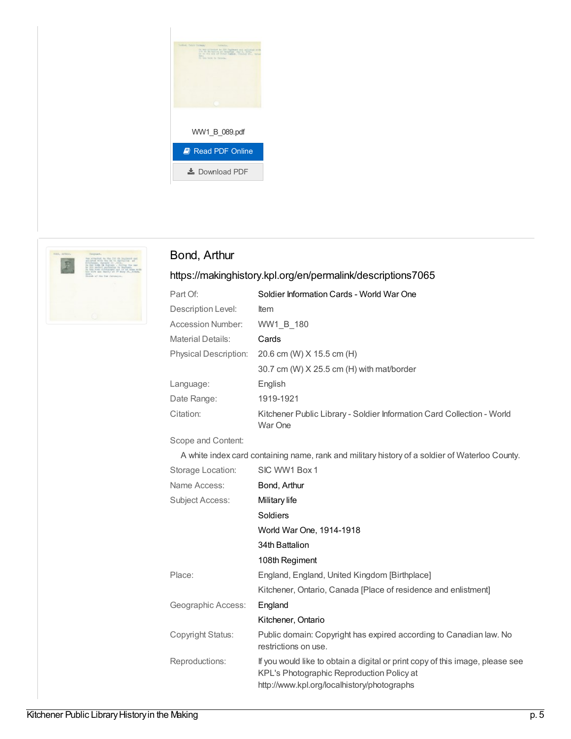WW1_B_089.pdf

Read PDF Online

Download PDF

## Bond, Arthur

https://makinghistory.kpl.org/en/permalink/descriptions7065

| | |
|---|---|
| Part Of: | Soldier Information Cards - World War One |
| Description Level: | Item |
| Accession Number: | WW1_B_180 |
| Material Details: | Cards |
| Physical Description: | 20.6 cm (W) X 15.5 cm (H) |
| | 30.7 cm (W) X 25.5 cm (H) with mat/border |
| Language: | English |
| Date Range: | 1919-1921 |
| Citation: | Kitchener Public Library - Soldier Information Card Collection - World War One |

Scope and Content:

A white index card containing name, rank and military history of a soldier of Waterloo County.

| | |
|---|---|
| Storage Location: | SIC WW1 Box 1 |
| Name Access: | Bond, Arthur |
| Subject Access: | Military life |
| | Soldiers |
| | World War One, 1914-1918 |
| | 34th Battalion |
| | 108th Regiment |
| Place: | England, England, United Kingdom [Birthplace] |
| | Kitchener, Ontario, Canada [Place of residence and enlistment] |
| Geographic Access: | England |
| | Kitchener, Ontario |
| Copyright Status: | Public domain: Copyright has expired according to Canadian law. No restrictions on use. |
| Reproductions: | If you would like to obtain a digital or print copy of this image, please see KPL's Photographic Reproduction Policy at http://www.kpl.org/localhistory/photographs |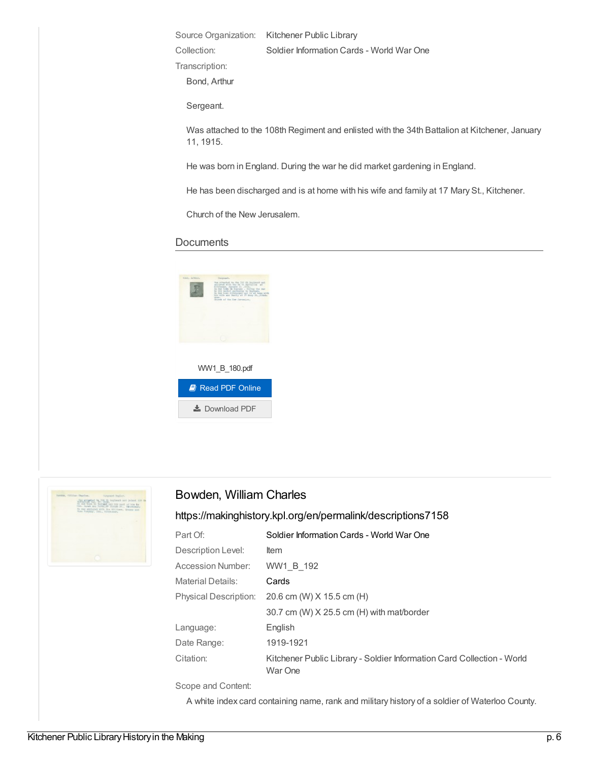| | |
|---|---|
| Source Organization: | Kitchener Public Library |
| Collection: | Soldier Information Cards - World War One |

Transcription:

Bond, Arthur

Sergeant.

Was attached to the 108th Regiment and enlisted with the 34th Battalion at Kitchener, January 11, 1915.

He was born in England. During the war he did market gardening in England.

He has been discharged and is at home with his wife and family at 17 Mary St., Kitchener.

Church of the New Jerusalem.

## Documents

WW1_B_180.pdf

Read PDF Online

Download PDF

## Bowden, William Charles

https://makinghistory.kpl.org/en/permalink/descriptions7158

| | |
|---|---|
| Part Of: | Soldier Information Cards - World War One |
| Description Level: | Item |
| Accession Number: | WW1_B_192 |
| Material Details: | Cards |
| Physical Description: | 20.6 cm (W) X 15.5 cm (H) |
| | 30.7 cm (W) X 25.5 cm (H) with mat/border |
| Language: | English |
| Date Range: | 1919-1921 |
| Citation: | Kitchener Public Library - Soldier Information Card Collection - World War One |

Scope and Content:

A white index card containing name, rank and military history of a soldier of Waterloo County.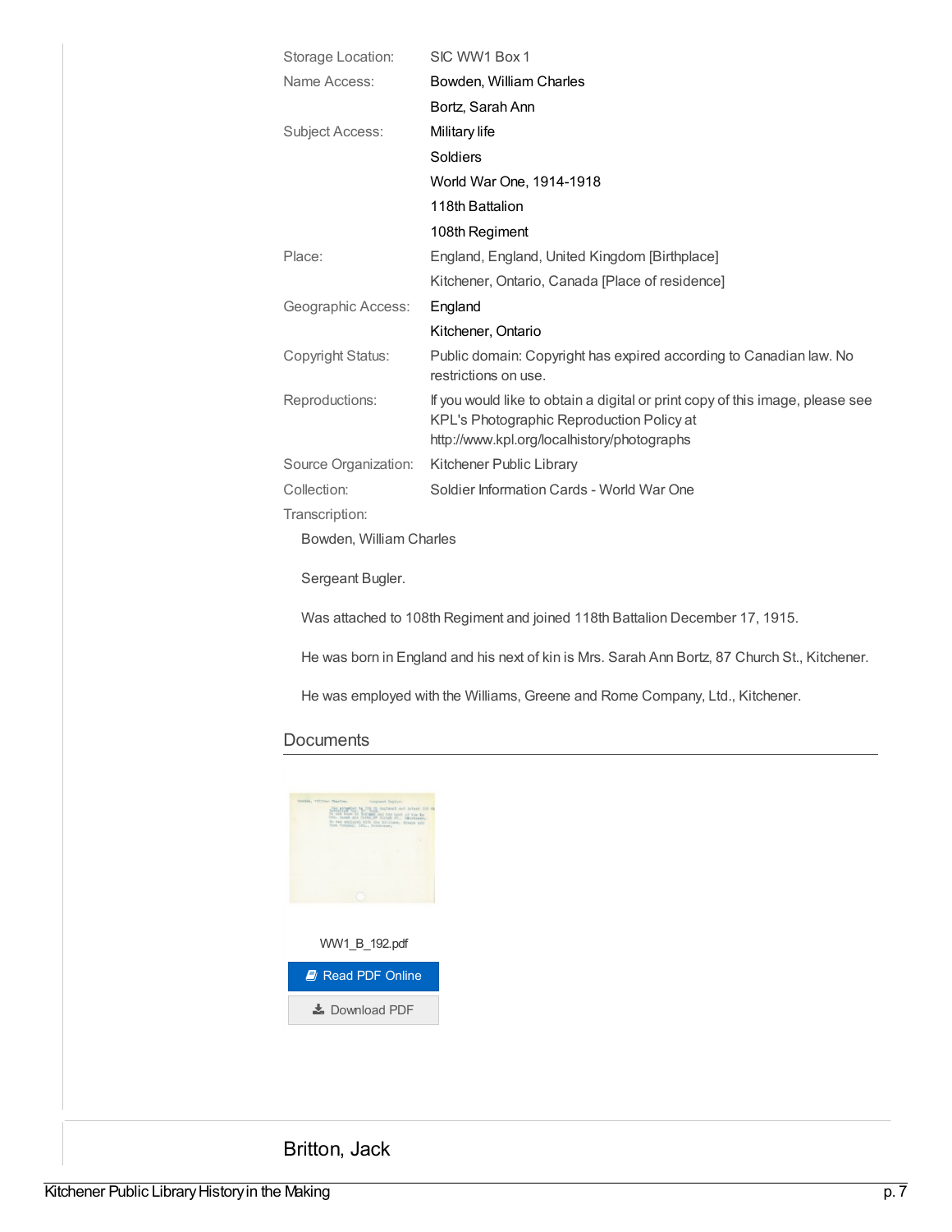| | |
|---|---|
| Storage Location: | SIC WW1 Box 1 |
| Name Access: | Bowden, William Charles |
| | Bortz, Sarah Ann |
| Subject Access: | Military life |
| | Soldiers |
| | World War One, 1914-1918 |
| | 118th Battalion |
| | 108th Regiment |
| Place: | England, England, United Kingdom [Birthplace] |
| | Kitchener, Ontario, Canada [Place of residence] |
| Geographic Access: | England |
| | Kitchener, Ontario |
| Copyright Status: | Public domain: Copyright has expired according to Canadian law. No restrictions on use. |
| Reproductions: | If you would like to obtain a digital or print copy of this image, please see KPL's Photographic Reproduction Policy at http://www.kpl.org/localhistory/photographs |
| Source Organization: | Kitchener Public Library |
| Collection: | Soldier Information Cards - World War One |

Transcription:

Bowden, William Charles

Sergeant Bugler.

Was attached to 108th Regiment and joined 118th Battalion December 17, 1915.

He was born in England and his next of kin is Mrs. Sarah Ann Bortz, 87 Church St., Kitchener.

He was employed with the Williams, Greene and Rome Company, Ltd., Kitchener.

## Documents

WW1_B_192.pdf

Read PDF Online

Download PDF

## Britton, Jack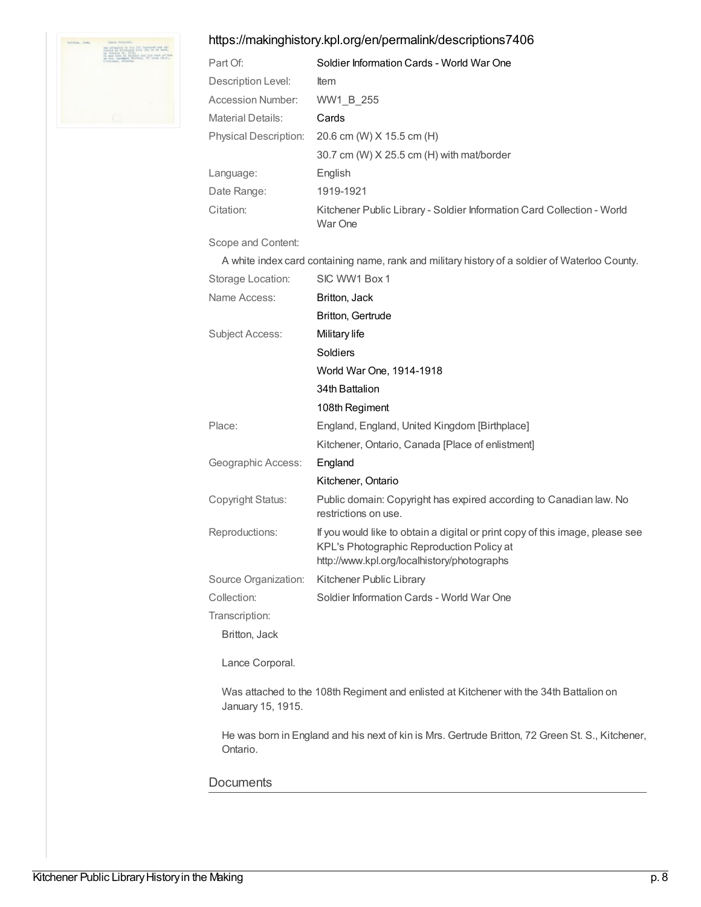https://makinghistory.kpl.org/en/permalink/descriptions7406

| | |
|---|---|
| Part Of: | Soldier Information Cards - World War One |
| Description Level: | Item |
| Accession Number: | WW1_B_255 |
| Material Details: | Cards |
| Physical Description: | 20.6 cm (W) X 15.5 cm (H) |
| | 30.7 cm (W) X 25.5 cm (H) with mat/border |
| Language: | English |
| Date Range: | 1919-1921 |
| Citation: | Kitchener Public Library - Soldier Information Card Collection - World War One |

Scope and Content:

A white index card containing name, rank and military history of a soldier of Waterloo County.

| | |
|---|---|
| Storage Location: | SIC WW1 Box 1 |
| Name Access: | Britton, Jack |
| | Britton, Gertrude |
| Subject Access: | Military life |
| | Soldiers |
| | World War One, 1914-1918 |
| | 34th Battalion |
| | 108th Regiment |
| Place: | England, England, United Kingdom [Birthplace] |
| | Kitchener, Ontario, Canada [Place of enlistment] |
| Geographic Access: | England |
| | Kitchener, Ontario |
| Copyright Status: | Public domain: Copyright has expired according to Canadian law. No restrictions on use. |
| Reproductions: | If you would like to obtain a digital or print copy of this image, please see KPL's Photographic Reproduction Policy at http://www.kpl.org/localhistory/photographs |
| Source Organization: | Kitchener Public Library |
| Collection: | Soldier Information Cards - World War One |

Transcription:

Britton, Jack

Lance Corporal.

Was attached to the 108th Regiment and enlisted at Kitchener with the 34th Battalion on January 15, 1915.

He was born in England and his next of kin is Mrs. Gertrude Britton, 72 Green St. S., Kitchener, Ontario.

## Documents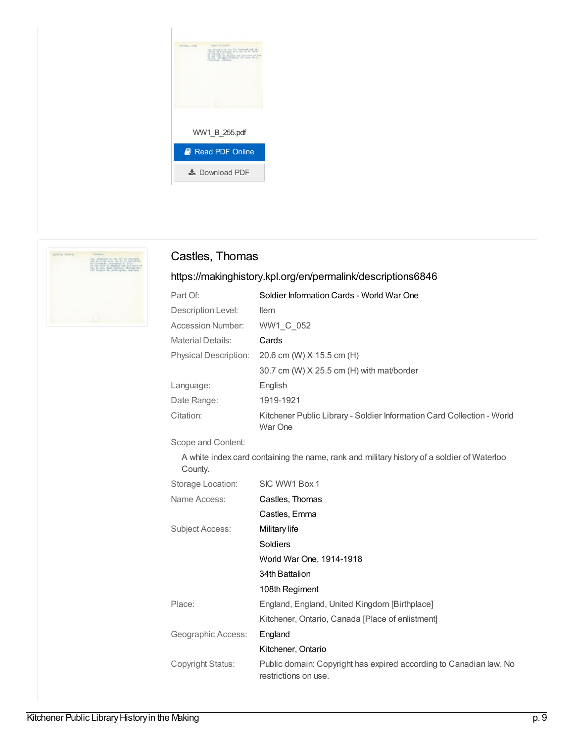WW1_B_255.pdf

Read PDF Online

Download PDF

## Castles, Thomas

https://makinghistory.kpl.org/en/permalink/descriptions6846

| | |
|---|---|
| Part Of: | Soldier Information Cards - World War One |
| Description Level: | Item |
| Accession Number: | WW1_C_052 |
| Material Details: | Cards |
| Physical Description: | 20.6 cm (W) X 15.5 cm (H) |
| | 30.7 cm (W) X 25.5 cm (H) with mat/border |
| Language: | English |
| Date Range: | 1919-1921 |
| Citation: | Kitchener Public Library - Soldier Information Card Collection - World War One |

Scope and Content:

A white index card containing the name, rank and military history of a soldier of Waterloo County.

| | |
|---|---|
| Storage Location: | SIC WW1 Box 1 |
| Name Access: | Castles, Thomas |
| | Castles, Emma |
| Subject Access: | Military life |
| | Soldiers |
| | World War One, 1914-1918 |
| | 34th Battalion |
| | 108th Regiment |
| Place: | England, England, United Kingdom [Birthplace] |
| | Kitchener, Ontario, Canada [Place of enlistment] |
| Geographic Access: | England |
| | Kitchener, Ontario |
| Copyright Status: | Public domain: Copyright has expired according to Canadian law. No restrictions on use. |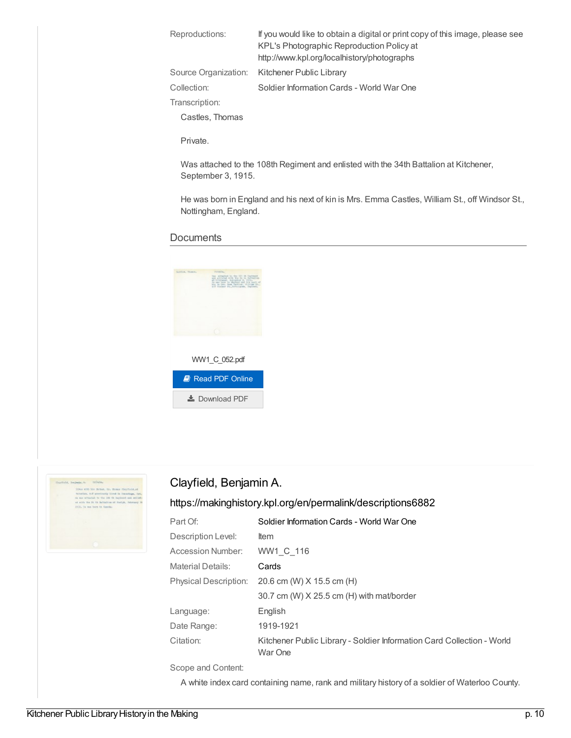Reproductions: If you would like to obtain a digital or print copy of this image, please see KPL's Photographic Reproduction Policy at http://www.kpl.org/localhistory/photographs

Source Organization: Kitchener Public Library

Collection: Soldier Information Cards - World War One

Transcription:

Castles, Thomas

Private.

Was attached to the 108th Regiment and enlisted with the 34th Battalion at Kitchener, September 3, 1915.

He was born in England and his next of kin is Mrs. Emma Castles, William St., off Windsor St., Nottingham, England.

## Documents

WW1_C_052.pdf

Read PDF Online

Download PDF

## Clayfield, Benjamin A.

https://makinghistory.kpl.org/en/permalink/descriptions6882

Part Of: Soldier Information Cards - World War One

Description Level: Item

Accession Number: WW1_C_116

Material Details: Cards

Physical Description: 20.6 cm (W) X 15.5 cm (H)

30.7 cm (W) X 25.5 cm (H) with mat/border

Language: English

Date Range: 1919-1921

Citation: Kitchener Public Library - Soldier Information Card Collection - World War One

Scope and Content:

A white index card containing name, rank and military history of a soldier of Waterloo County.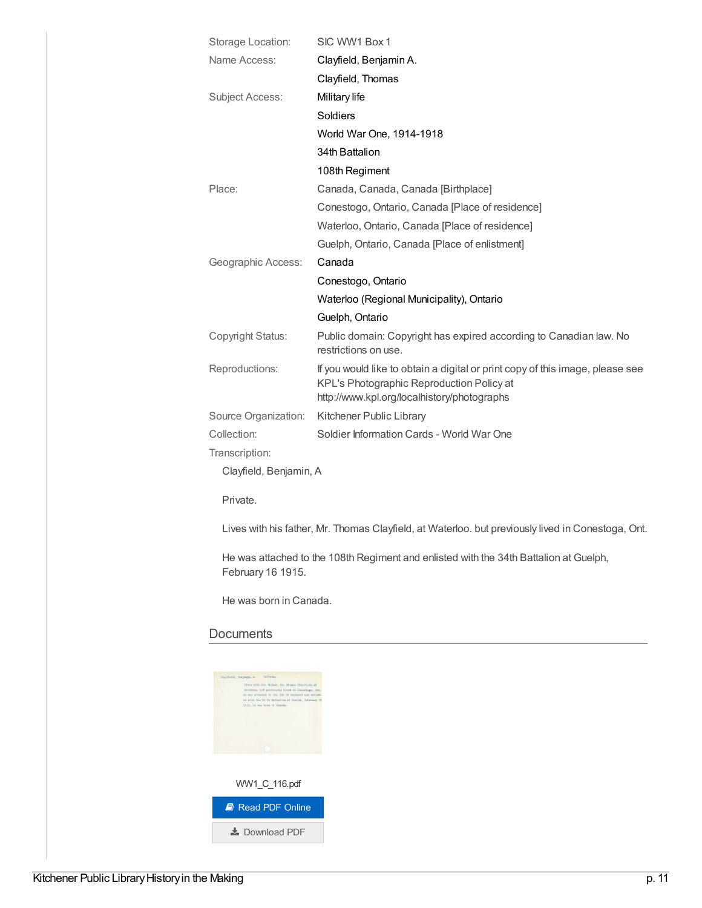| | |
|---|---|
| Storage Location: | SIC WW1 Box 1 |
| Name Access: | Clayfield, Benjamin A. |
| | Clayfield, Thomas |
| Subject Access: | Military life |
| | Soldiers |
| | World War One, 1914-1918 |
| | 34th Battalion |
| | 108th Regiment |
| Place: | Canada, Canada, Canada [Birthplace] |
| | Conestogo, Ontario, Canada [Place of residence] |
| | Waterloo, Ontario, Canada [Place of residence] |
| | Guelph, Ontario, Canada [Place of enlistment] |
| Geographic Access: | Canada |
| | Conestogo, Ontario |
| | Waterloo (Regional Municipality), Ontario |
| | Guelph, Ontario |
| Copyright Status: | Public domain: Copyright has expired according to Canadian law. No restrictions on use. |
| Reproductions: | If you would like to obtain a digital or print copy of this image, please see KPL's Photographic Reproduction Policy at http://www.kpl.org/localhistory/photographs |
| Source Organization: | Kitchener Public Library |
| Collection: | Soldier Information Cards - World War One |

Transcription:

Clayfield, Benjamin, A

Private.

Lives with his father, Mr. Thomas Clayfield, at Waterloo. but previously lived in Conestoga, Ont.

He was attached to the 108th Regiment and enlisted with the 34th Battalion at Guelph, February 16 1915.

He was born in Canada.

## Documents

WW1_C_116.pdf

Read PDF Online

Download PDF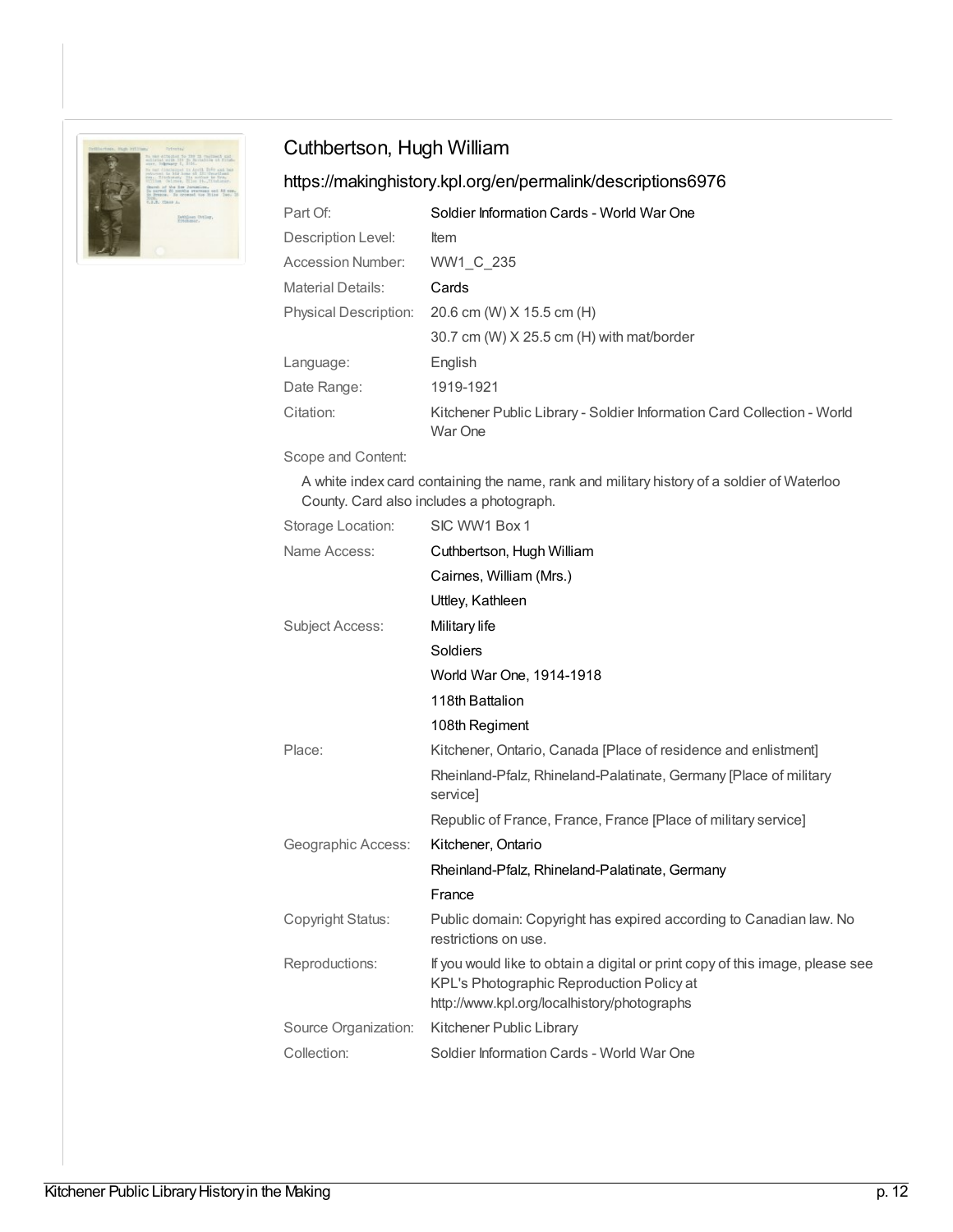## Cuthbertson, Hugh William

https://makinghistory.kpl.org/en/permalink/descriptions6976

| | |
|---|---|
| Part Of: | Soldier Information Cards - World War One |
| Description Level: | Item |
| Accession Number: | WW1_C_235 |
| Material Details: | Cards |
| Physical Description: | 20.6 cm (W) X 15.5 cm (H)<br>30.7 cm (W) X 25.5 cm (H) with mat/border |
| Language: | English |
| Date Range: | 1919-1921 |
| Citation: | Kitchener Public Library - Soldier Information Card Collection - World War One |

Scope and Content:

A white index card containing the name, rank and military history of a soldier of Waterloo County. Card also includes a photograph.

| | |
|---|---|
| Storage Location: | SIC WW1 Box 1 |
| Name Access: | Cuthbertson, Hugh William<br>Cairnes, William (Mrs.)<br>Uttley, Kathleen |
| Subject Access: | Military life<br>Soldiers<br>World War One, 1914-1918<br>118th Battalion<br>108th Regiment |
| Place: | Kitchener, Ontario, Canada [Place of residence and enlistment]<br>Rheinland-Pfalz, Rhineland-Palatinate, Germany [Place of military service]<br>Republic of France, France, France [Place of military service] |
| Geographic Access: | Kitchener, Ontario<br>Rheinland-Pfalz, Rhineland-Palatinate, Germany<br>France |
| Copyright Status: | Public domain: Copyright has expired according to Canadian law. No restrictions on use. |
| Reproductions: | If you would like to obtain a digital or print copy of this image, please see KPL's Photographic Reproduction Policy at http://www.kpl.org/localhistory/photographs |
| Source Organization: | Kitchener Public Library |
| Collection: | Soldier Information Cards - World War One |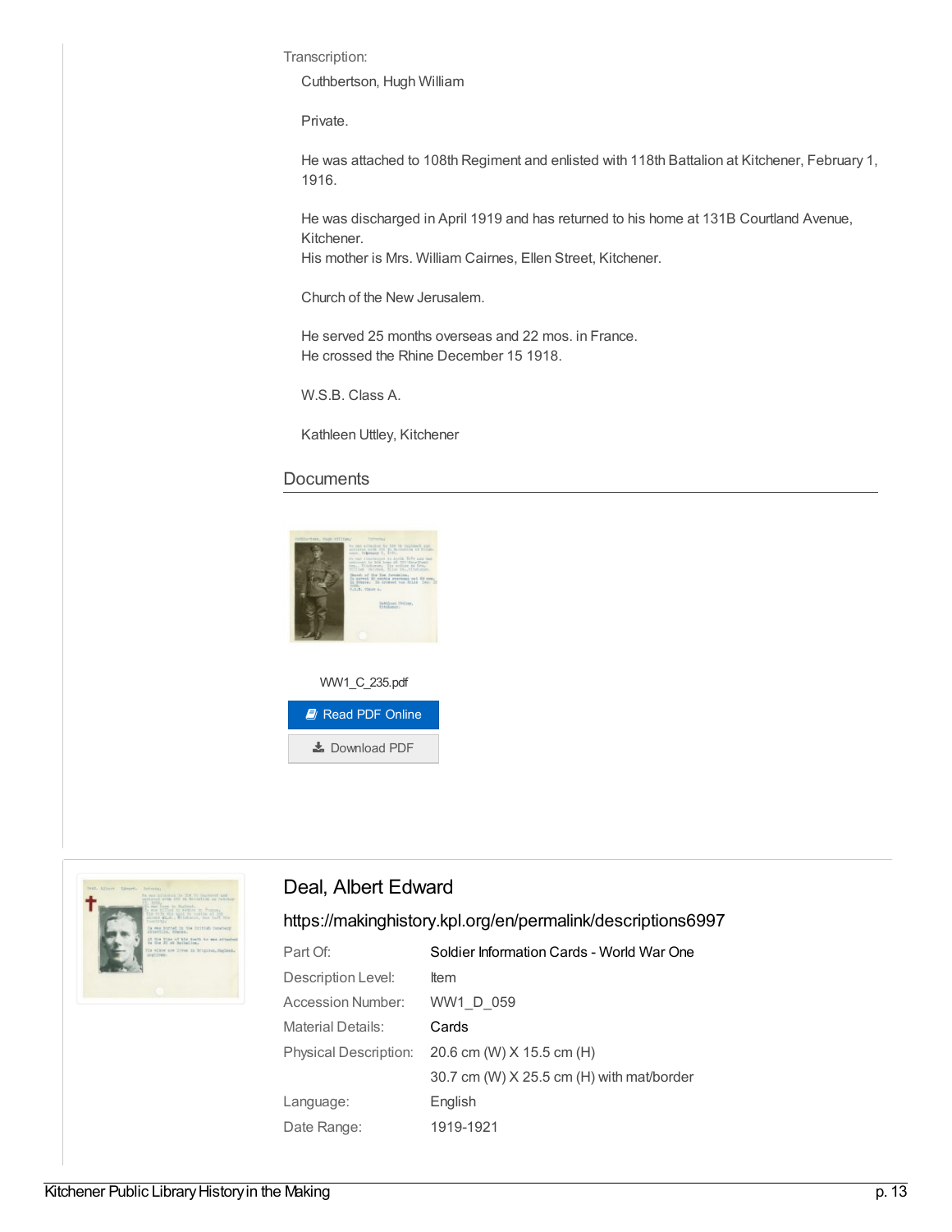Transcription:

Cuthbertson, Hugh William

Private.

He was attached to 108th Regiment and enlisted with 118th Battalion at Kitchener, February 1, 1916.

He was discharged in April 1919 and has returned to his home at 131B Courtland Avenue, Kitchener.
His mother is Mrs. William Cairnes, Ellen Street, Kitchener.

Church of the New Jerusalem.

He served 25 months overseas and 22 mos. in France.
He crossed the Rhine December 15 1918.

W.S.B. Class A.

Kathleen Uttley, Kitchener

## Documents

WW1_C_235.pdf

Read PDF Online

Download PDF

## Deal, Albert Edward

https://makinghistory.kpl.org/en/permalink/descriptions6997

| | |
|---|---|
| Part Of: | Soldier Information Cards - World War One |
| Description Level: | Item |
| Accession Number: | WW1_D_059 |
| Material Details: | Cards |
| Physical Description: | 20.6 cm (W) X 15.5 cm (H) |
| | 30.7 cm (W) X 25.5 cm (H) with mat/border |
| Language: | English |
| Date Range: | 1919-1921 |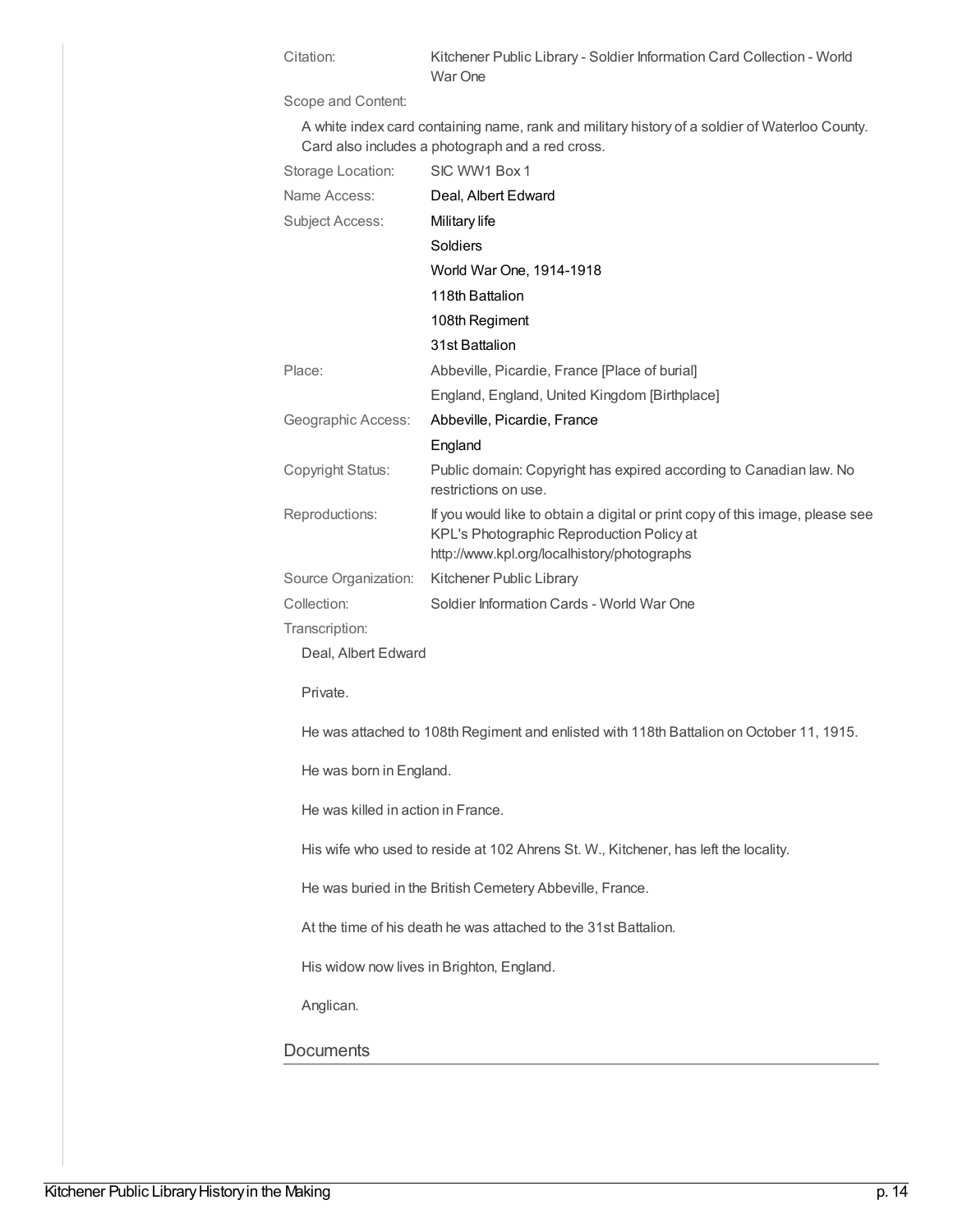| | |
|---|---|
| Citation: | Kitchener Public Library - Soldier Information Card Collection - World War One |

Scope and Content:

A white index card containing name, rank and military history of a soldier of Waterloo County. Card also includes a photograph and a red cross.

| | |
|---|---|
| Storage Location: | SIC WW1 Box 1 |
| Name Access: | Deal, Albert Edward |
| Subject Access: | Military life |
| | Soldiers |
| | World War One, 1914-1918 |
| | 118th Battalion |
| | 108th Regiment |
| | 31st Battalion |
| Place: | Abbeville, Picardie, France [Place of burial] |
| | England, England, United Kingdom [Birthplace] |
| Geographic Access: | Abbeville, Picardie, France |
| | England |
| Copyright Status: | Public domain: Copyright has expired according to Canadian law. No restrictions on use. |
| Reproductions: | If you would like to obtain a digital or print copy of this image, please see KPL's Photographic Reproduction Policy at http://www.kpl.org/localhistory/photographs |
| Source Organization: | Kitchener Public Library |
| Collection: | Soldier Information Cards - World War One |

Transcription:

Deal, Albert Edward

Private.

He was attached to 108th Regiment and enlisted with 118th Battalion on October 11, 1915.

He was born in England.

He was killed in action in France.

His wife who used to reside at 102 Ahrens St. W., Kitchener, has left the locality.

He was buried in the British Cemetery Abbeville, France.

At the time of his death he was attached to the 31st Battalion.

His widow now lives in Brighton, England.

Anglican.

## Documents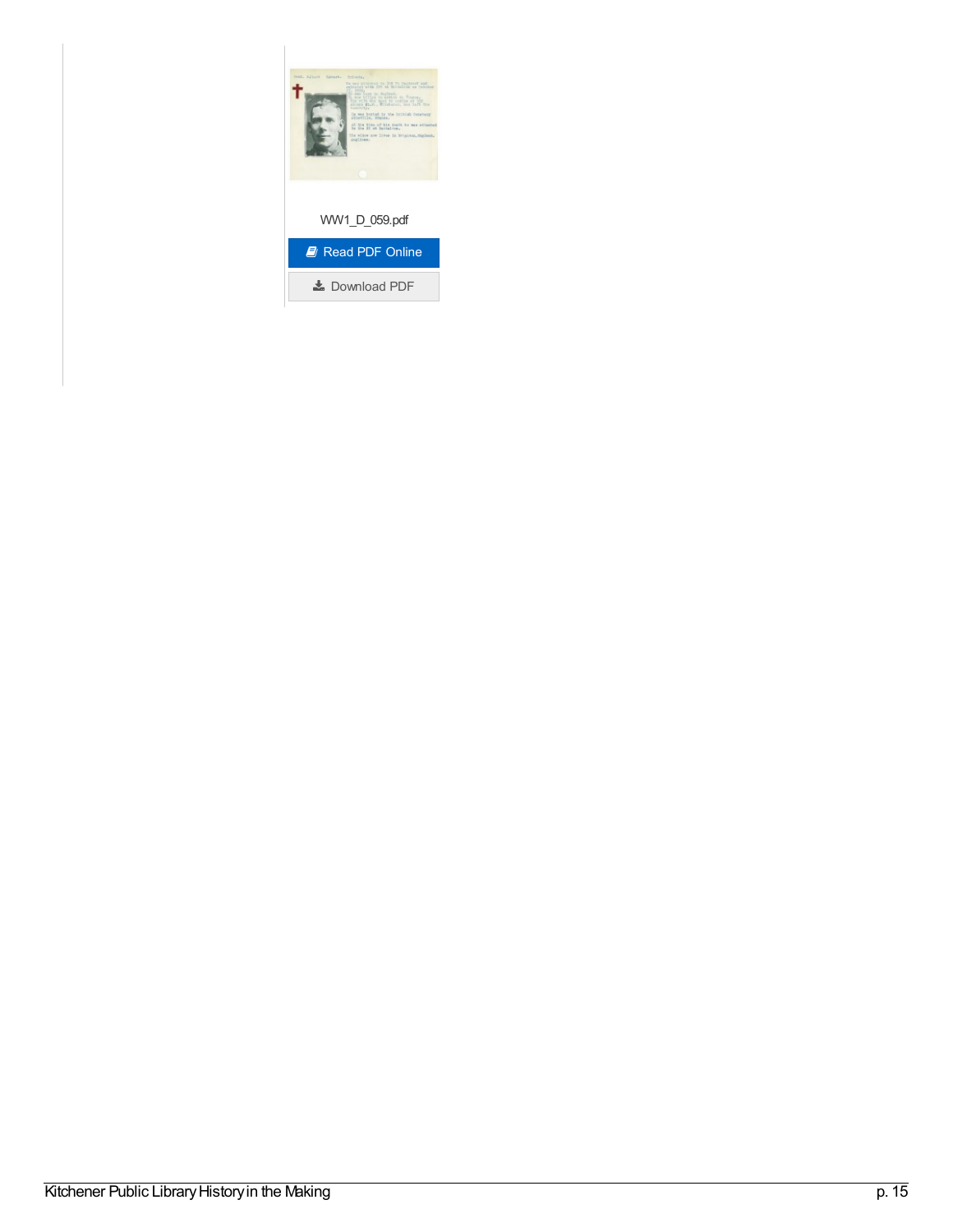WW1_D_059.pdf

Read PDF Online

Download PDF